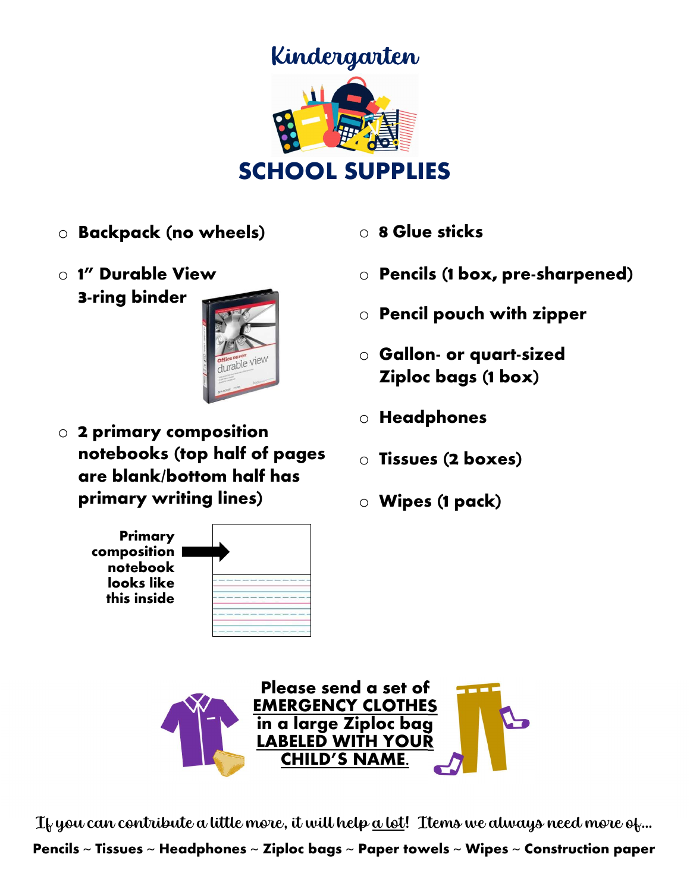# Kindergarten

# SCHOOL SUPPLIES

- **Backpack (no wheels)**
- **1" Durable View 3-ring binder**
- **2 primary composition notebooks (top half of pages are blank/bottom half has primary writing lines)**

**Primary composition notebook looks like this inside**

- **8 Glue sticks**
- **Pencils (1 box, pre-sharpened)**
- **Pencil pouch with zipper**
- **Gallon- or quart-sized Ziploc bags (1 box)**
- **Headphones**
- **Tissues (2 boxes)**
- **Wipes (1 pack)**

**Please send a set of <u>EMERGENCY CLOTHES</u> in a large Ziploc bag <u>LABELED WITH YOUR CHILD'S NAME</u>.**

*If you can contribute a little more, it will help <u>a lot</u>! Items we always need more of...*

**Pencils ~ Tissues ~ Headphones ~ Ziploc bags ~ Paper towels ~ Wipes ~ Construction paper**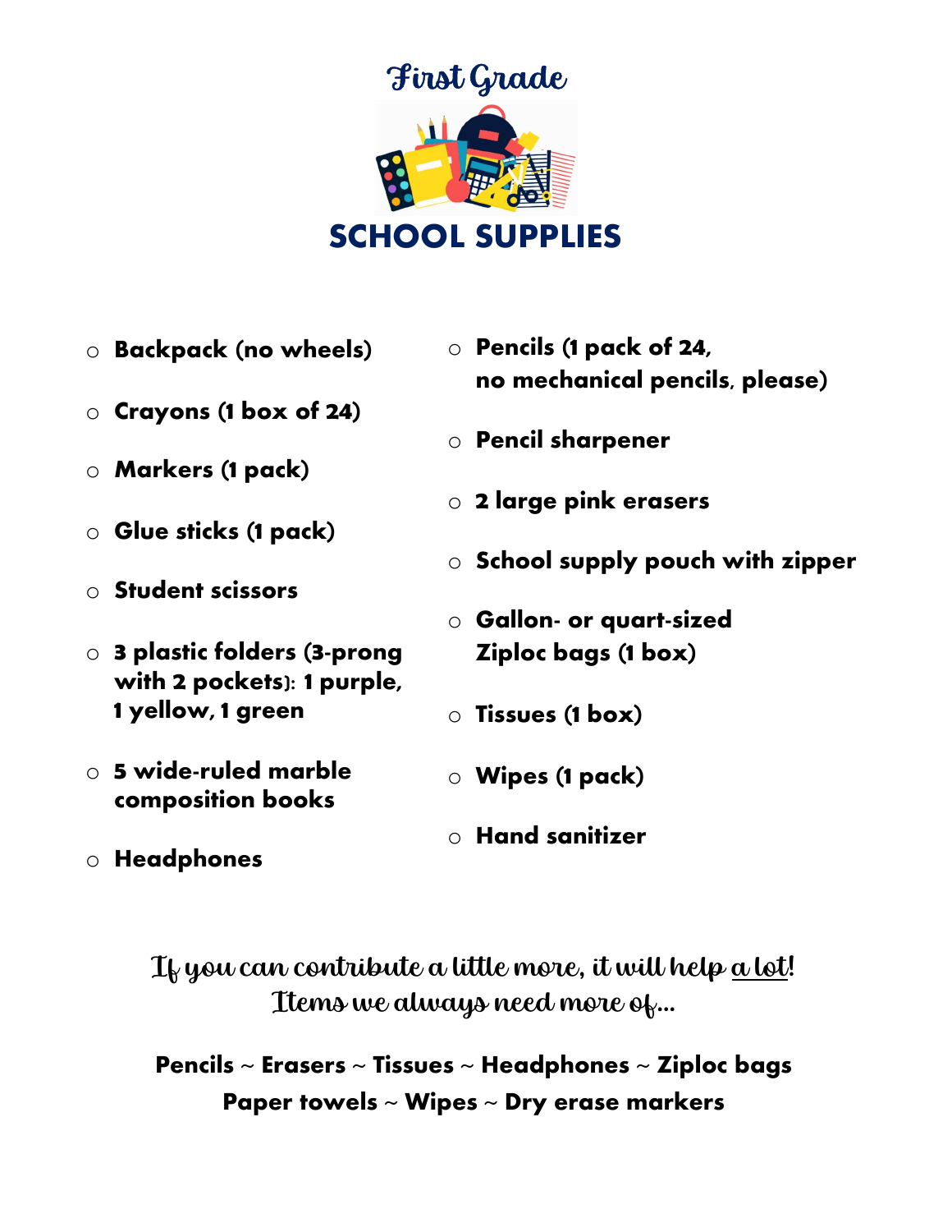# First Grade

# SCHOOL SUPPLIES

- **Backpack (no wheels)**
- **Crayons (1 box of 24)**
- **Markers (1 pack)**
- **Glue sticks (1 pack)**
- **Student scissors**
- **3 plastic folders (3-prong with 2 pockets): 1 purple, 1 yellow, 1 green**
- **5 wide-ruled marble composition books**
- **Headphones**
- **Pencils (1 pack of 24, no mechanical pencils, please)**
- **Pencil sharpener**
- **2 large pink erasers**
- **School supply pouch with zipper**
- **Gallon- or quart-sized Ziploc bags (1 box)**
- **Tissues (1 box)**
- **Wipes (1 pack)**
- **Hand sanitizer**

*If you can contribute a little more, it will help a lot! Items we always need more of...*

**Pencils ~ Erasers ~ Tissues ~ Headphones ~ Ziploc bags**
**Paper towels ~ Wipes ~ Dry erase markers**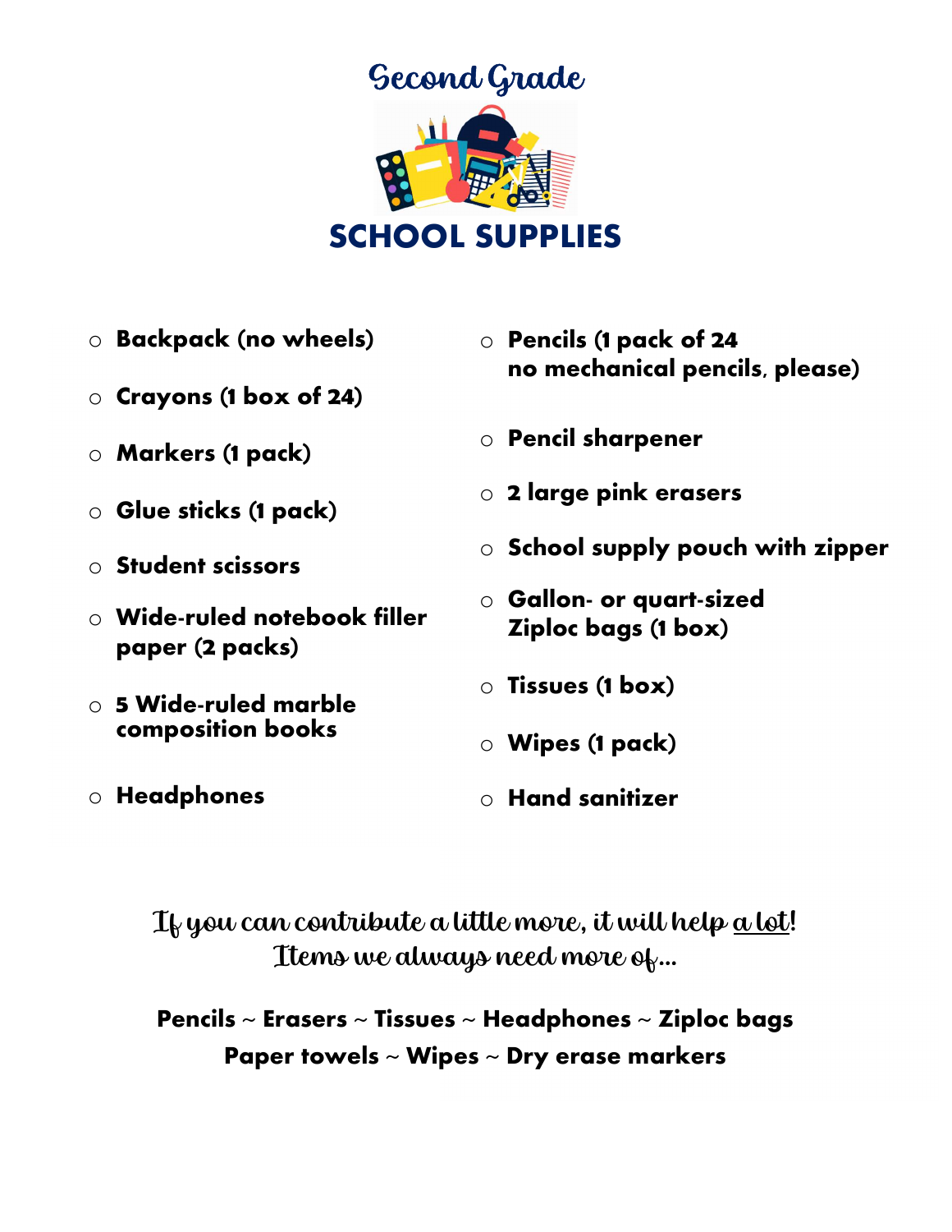# Second Grade

# SCHOOL SUPPLIES

- **Backpack (no wheels)**
- **Crayons (1 box of 24)**
- **Markers (1 pack)**
- **Glue sticks (1 pack)**
- **Student scissors**
- **Wide-ruled notebook filler paper (2 packs)**
- **5 Wide-ruled marble composition books**
- **Headphones**
- **Pencils (1 pack of 24 no mechanical pencils, please)**
- **Pencil sharpener**
- **2 large pink erasers**
- **School supply pouch with zipper**
- **Gallon- or quart-sized Ziploc bags (1 box)**
- **Tissues (1 box)**
- **Wipes (1 pack)**
- **Hand sanitizer**

If you can contribute a little more, it will help <u>a lot</u>!
Items we always need more of...

**Pencils ~ Erasers ~ Tissues ~ Headphones ~ Ziploc bags**
**Paper towels ~ Wipes ~ Dry erase markers**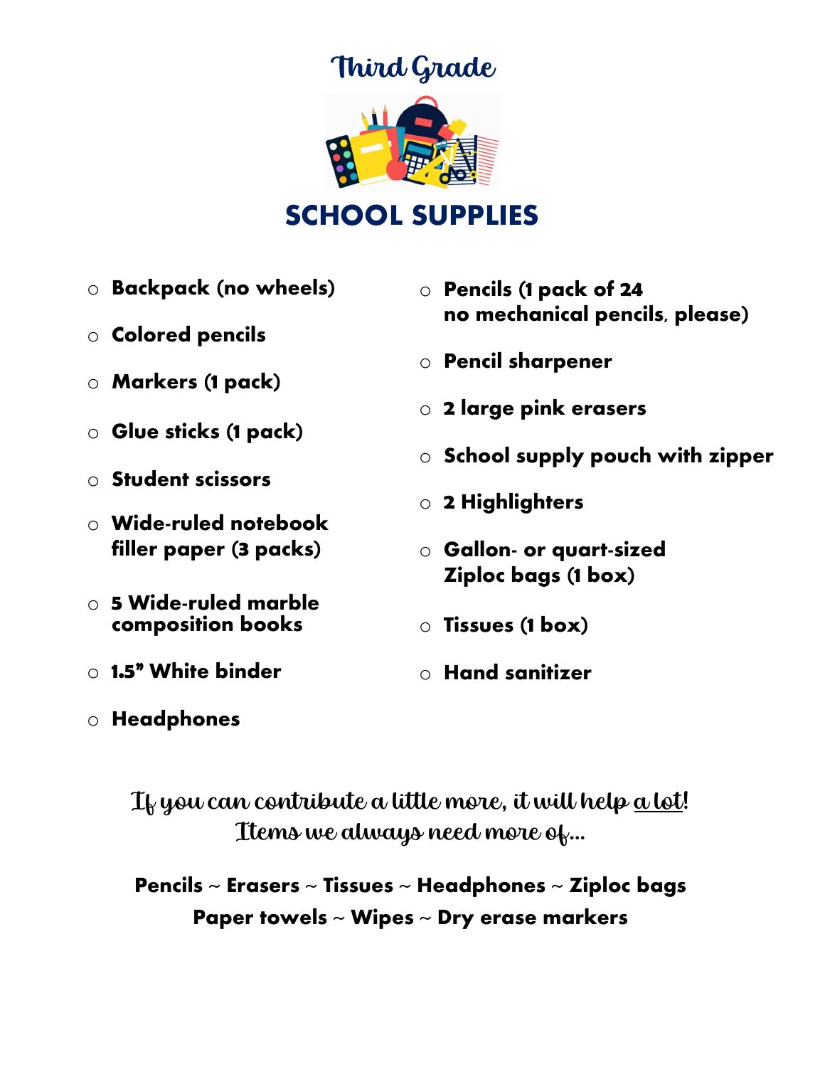# Third Grade

# SCHOOL SUPPLIES

- **Backpack (no wheels)**
- **Colored pencils**
- **Markers (1 pack)**
- **Glue sticks (1 pack)**
- **Student scissors**
- **Wide-ruled notebook filler paper (3 packs)**
- **5 Wide-ruled marble composition books**
- **1.5" White binder**
- **Headphones**
- **Pencils (1 pack of 24 no mechanical pencils, please)**
- **Pencil sharpener**
- **2 large pink erasers**
- **School supply pouch with zipper**
- **2 Highlighters**
- **Gallon- or quart-sized Ziploc bags (1 box)**
- **Tissues (1 box)**
- **Hand sanitizer**

If you can contribute a little more, it will help a lot!
Items we always need more of...

**Pencils ~ Erasers ~ Tissues ~ Headphones ~ Ziploc bags**
**Paper towels ~ Wipes ~ Dry erase markers**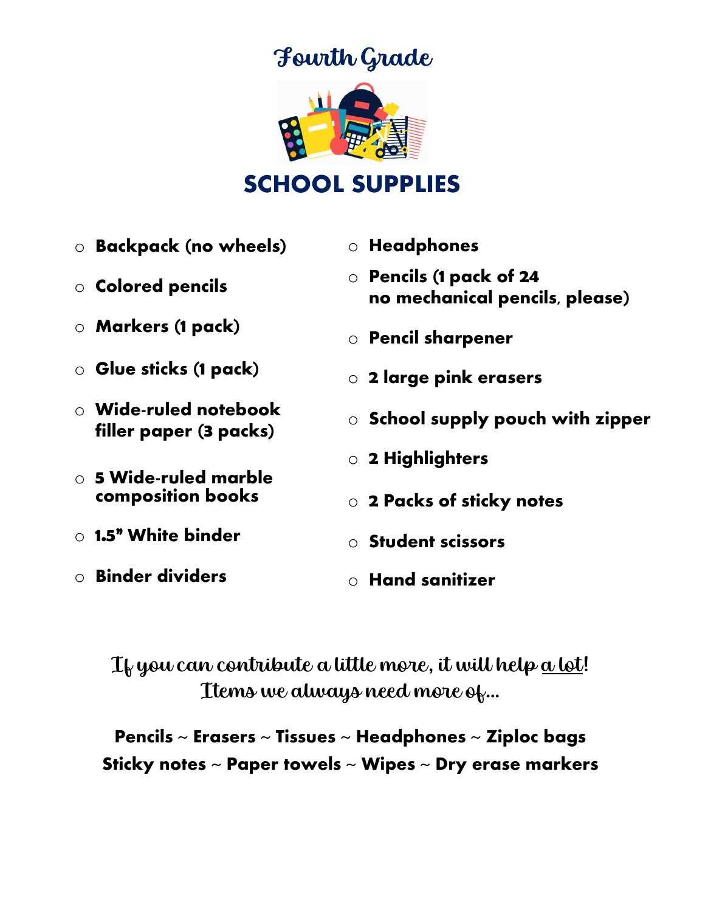# Fourth Grade

## SCHOOL SUPPLIES

- **Backpack (no wheels)**
- **Colored pencils**
- **Markers (1 pack)**
- **Glue sticks (1 pack)**
- **Wide-ruled notebook filler paper (3 packs)**
- **5 Wide-ruled marble composition books**
- **1.5" White binder**
- **Binder dividers**
- **Headphones**
- **Pencils (1 pack of 24 no mechanical pencils, please)**
- **Pencil sharpener**
- **2 large pink erasers**
- **School supply pouch with zipper**
- **2 Highlighters**
- **2 Packs of sticky notes**
- **Student scissors**
- **Hand sanitizer**

If you can contribute a little more, it will help a lot!
Items we always need more of...

**Pencils ~ Erasers ~ Tissues ~ Headphones ~ Ziploc bags**
**Sticky notes ~ Paper towels ~ Wipes ~ Dry erase markers**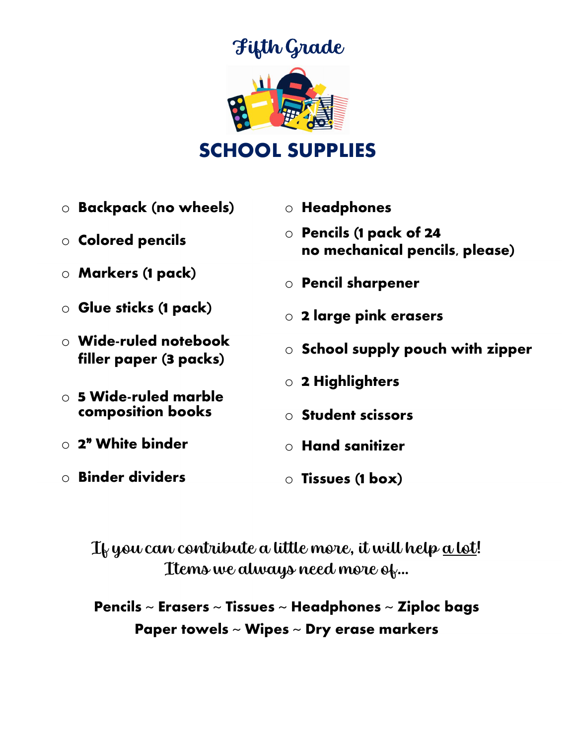# Fifth Grade

## SCHOOL SUPPLIES

- **Backpack (no wheels)**
- **Colored pencils**
- **Markers (1 pack)**
- **Glue sticks (1 pack)**
- **Wide-ruled notebook filler paper (3 packs)**
- **5 Wide-ruled marble composition books**
- **2" White binder**
- **Binder dividers**
- **Headphones**
- **Pencils (1 pack of 24 no mechanical pencils, please)**
- **Pencil sharpener**
- **2 large pink erasers**
- **School supply pouch with zipper**
- **2 Highlighters**
- **Student scissors**
- **Hand sanitizer**
- **Tissues (1 box)**

If you can contribute a little more, it will help a lot!
Items we always need more of...

**Pencils ~ Erasers ~ Tissues ~ Headphones ~ Ziploc bags**
**Paper towels ~ Wipes ~ Dry erase markers**